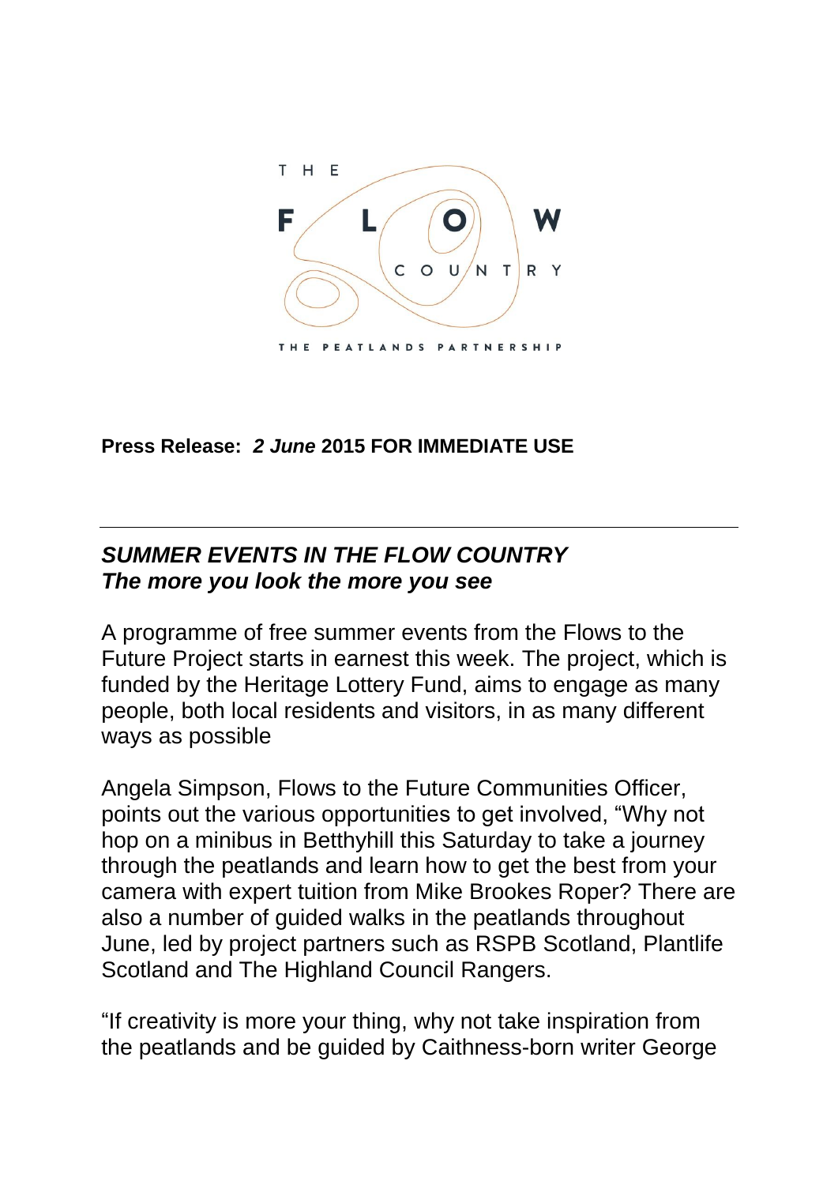THE FLOW COUNTRY

THE PEATLANDS PARTNERSHIP

**Press Release:** ***2 June*** **2015 FOR IMMEDIATE USE**

---

***SUMMER EVENTS IN THE FLOW COUNTRY***
***The more you look the more you see***

A programme of free summer events from the Flows to the Future Project starts in earnest this week. The project, which is funded by the Heritage Lottery Fund, aims to engage as many people, both local residents and visitors, in as many different ways as possible

Angela Simpson, Flows to the Future Communities Officer, points out the various opportunities to get involved, "Why not hop on a minibus in Betthyhill this Saturday to take a journey through the peatlands and learn how to get the best from your camera with expert tuition from Mike Brookes Roper? There are also a number of guided walks in the peatlands throughout June, led by project partners such as RSPB Scotland, Plantlife Scotland and The Highland Council Rangers.

"If creativity is more your thing, why not take inspiration from the peatlands and be guided by Caithness-born writer George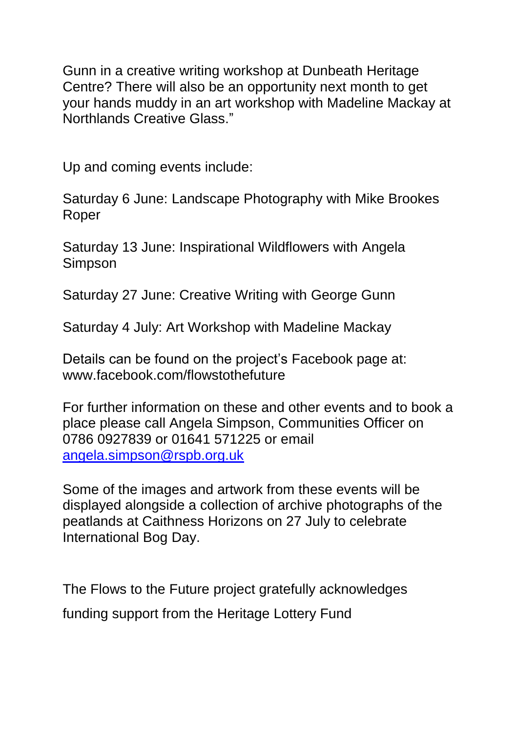Gunn in a creative writing workshop at Dunbeath Heritage Centre? There will also be an opportunity next month to get your hands muddy in an art workshop with Madeline Mackay at Northlands Creative Glass."

Up and coming events include:

Saturday 6 June: Landscape Photography with Mike Brookes Roper

Saturday 13 June: Inspirational Wildflowers with Angela Simpson

Saturday 27 June: Creative Writing with George Gunn

Saturday 4 July: Art Workshop with Madeline Mackay

Details can be found on the project's Facebook page at: www.facebook.com/flowstothefuture

For further information on these and other events and to book a place please call Angela Simpson, Communities Officer on 0786 0927839 or 01641 571225 or email [angela.simpson@rspb.org.uk](mailto:angela.simpson@rspb.org.uk)

Some of the images and artwork from these events will be displayed alongside a collection of archive photographs of the peatlands at Caithness Horizons on 27 July to celebrate International Bog Day.

The Flows to the Future project gratefully acknowledges funding support from the Heritage Lottery Fund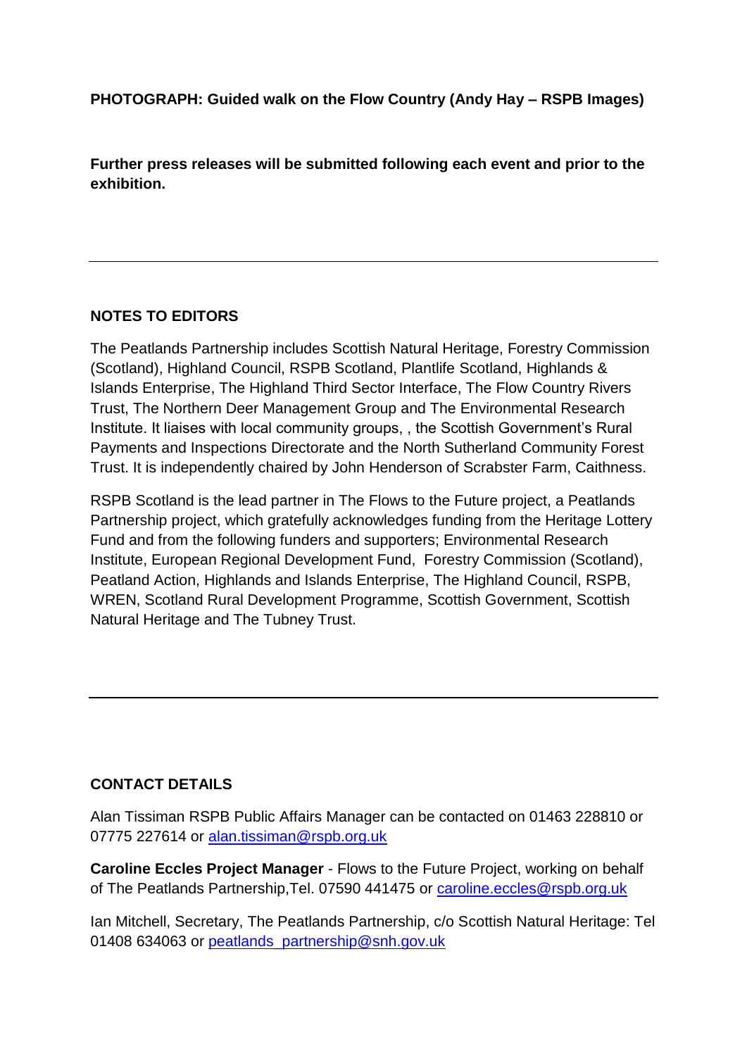**PHOTOGRAPH: Guided walk on the Flow Country (Andy Hay – RSPB Images)**

**Further press releases will be submitted following each event and prior to the exhibition.**

---

**NOTES TO EDITORS**

The Peatlands Partnership includes Scottish Natural Heritage, Forestry Commission (Scotland), Highland Council, RSPB Scotland, Plantlife Scotland, Highlands & Islands Enterprise, The Highland Third Sector Interface, The Flow Country Rivers Trust, The Northern Deer Management Group and The Environmental Research Institute. It liaises with local community groups, , the Scottish Government's Rural Payments and Inspections Directorate and the North Sutherland Community Forest Trust. It is independently chaired by John Henderson of Scrabster Farm, Caithness.

RSPB Scotland is the lead partner in The Flows to the Future project, a Peatlands Partnership project, which gratefully acknowledges funding from the Heritage Lottery Fund and from the following funders and supporters; Environmental Research Institute, European Regional Development Fund, Forestry Commission (Scotland), Peatland Action, Highlands and Islands Enterprise, The Highland Council, RSPB, WREN, Scotland Rural Development Programme, Scottish Government, Scottish Natural Heritage and The Tubney Trust.

---

**CONTACT DETAILS**

Alan Tissiman RSPB Public Affairs Manager can be contacted on 01463 228810 or 07775 227614 or alan.tissiman@rspb.org.uk

**Caroline Eccles Project Manager** - Flows to the Future Project, working on behalf of The Peatlands Partnership,Tel. 07590 441475 or caroline.eccles@rspb.org.uk

Ian Mitchell, Secretary, The Peatlands Partnership, c/o Scottish Natural Heritage: Tel 01408 634063 or peatlands_partnership@snh.gov.uk